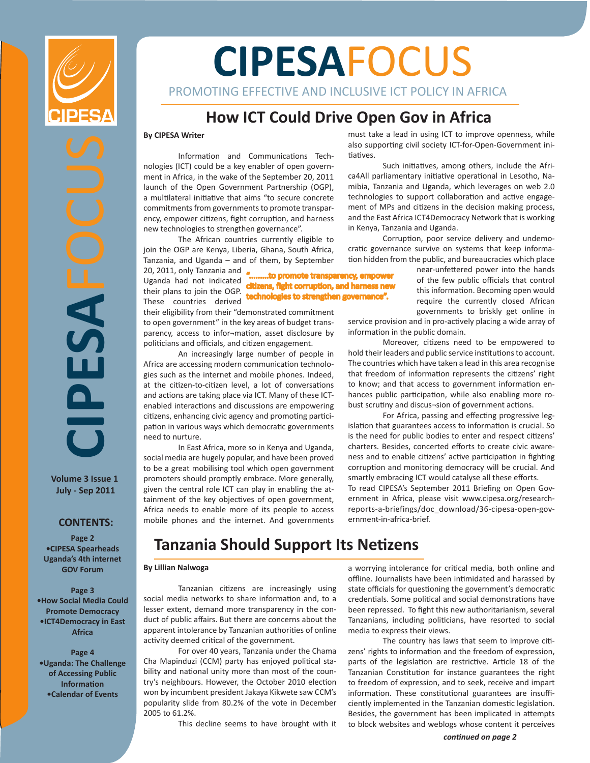# CIPESAFOCUS

PROMOTING EFFECTIVE AND INCLUSIVE ICT POLICY IN AFRICA

Volume 3 Issue 1
July - Sep 2011

**CONTENTS:**

Page 2
- CIPESA Spearheads Uganda's 4th internet GOV Forum

Page 3
- How Social Media Could Promote Democracy
- ICT4Democracy in East Africa

Page 4
- Uganda: The Challenge of Accessing Public Information
- Calendar of Events

## How ICT Could Drive Open Gov in Africa

**By CIPESA Writer**

Information and Communications Technologies (ICT) could be a key enabler of open government in Africa, in the wake of the September 20, 2011 launch of the Open Government Partnership (OGP), a multilateral initiative that aims "to secure concrete commitments from governments to promote transparency, empower citizens, fight corruption, and harness new technologies to strengthen governance".

The African countries currently eligible to join the OGP are Kenya, Liberia, Ghana, South Africa, Tanzania, and Uganda – and of them, by September 20, 2011, only Tanzania and Uganda had not indicated their plans to join the OGP. These countries derived their eligibility from their "demonstrated commitment to open government" in the key areas of budget transparency, access to infor¬mation, asset disclosure by politicians and officials, and citizen engagement.

> "........to promote transparency, empower citizens, fight corruption, and harness new technologies to strengthen governance".

An increasingly large number of people in Africa are accessing modern communication technologies such as the internet and mobile phones. Indeed, at the citizen-to-citizen level, a lot of conversations and actions are taking place via ICT. Many of these ICT-enabled interactions and discussions are empowering citizens, enhancing civic agency and promoting participation in various ways which democratic governments need to nurture.

In East Africa, more so in Kenya and Uganda, social media are hugely popular, and have been proved to be a great mobilising tool which open government promoters should promptly embrace. More generally, given the central role ICT can play in enabling the attainment of the key objectives of open government, Africa needs to enable more of its people to access mobile phones and the internet. And governments must take a lead in using ICT to improve openness, while also supporting civil society ICT-for-Open-Government initiatives.

Such initiatives, among others, include the Africa4All parliamentary initiative operational in Lesotho, Namibia, Tanzania and Uganda, which leverages on web 2.0 technologies to support collaboration and active engagement of MPs and citizens in the decision making process, and the East Africa ICT4Democracy Network that is working in Kenya, Tanzania and Uganda.

Corruption, poor service delivery and undemocratic governance survive on systems that keep information hidden from the public, and bureaucracies which place near-unfettered power into the hands of the few public officials that control this information. Becoming open would require the currently closed African governments to briskly get online in service provision and in pro-actively placing a wide array of information in the public domain.

Moreover, citizens need to be empowered to hold their leaders and public service institutions to account. The countries which have taken a lead in this area recognise that freedom of information represents the citizens' right to know; and that access to government information enhances public participation, while also enabling more robust scrutiny and discus¬sion of government actions.

For Africa, passing and effecting progressive legislation that guarantees access to information is crucial. So is the need for public bodies to enter and respect citizens' charters. Besides, concerted efforts to create civic awareness and to enable citizens' active participation in fighting corruption and monitoring democracy will be crucial. And smartly embracing ICT would catalyse all these efforts.

To read CIPESA's September 2011 Briefing on Open Government in Africa, please visit www.cipesa.org/research-reports-a-briefings/doc_download/36-cipesa-open-government-in-africa-brief.

## Tanzania Should Support Its Netizens

**By Lillian Nalwoga**

Tanzanian citizens are increasingly using social media networks to share information and, to a lesser extent, demand more transparency in the conduct of public affairs. But there are concerns about the apparent intolerance by Tanzanian authorities of online activity deemed critical of the government.

For over 40 years, Tanzania under the Chama Cha Mapinduzi (CCM) party has enjoyed political stability and national unity more than most of the country's neighbours. However, the October 2010 election won by incumbent president Jakaya Kikwete saw CCM's popularity slide from 80.2% of the vote in December 2005 to 61.2%.

This decline seems to have brought with it a worrying intolerance for critical media, both online and offline. Journalists have been intimidated and harassed by state officials for questioning the government's democratic credentials. Some political and social demonstrations have been repressed. To fight this new authoritarianism, several Tanzanians, including politicians, have resorted to social media to express their views.

The country has laws that seem to improve citizens' rights to information and the freedom of expression, parts of the legislation are restrictive. Article 18 of the Tanzanian Constitution for instance guarantees the right to freedom of expression, and to seek, receive and impart information. These constitutional guarantees are insufficiently implemented in the Tanzanian domestic legislation. Besides, the government has been implicated in attempts to block websites and weblogs whose content it perceives

*continued on page 2*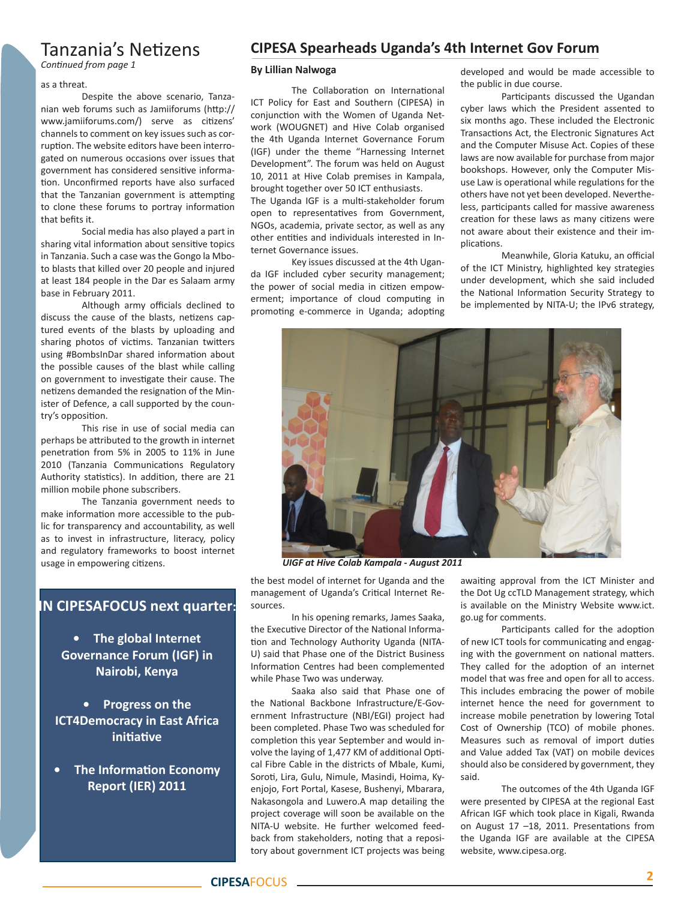## Tanzania's Netizens

*Continued from page 1*

as a threat.

Despite the above scenario, Tanzanian web forums such as Jamiiforums (http://www.jamiiforums.com/) serve as citizens' channels to comment on key issues such as corruption. The website editors have been interrogated on numerous occasions over issues that government has considered sensitive information. Unconfirmed reports have also surfaced that the Tanzanian government is attempting to clone these forums to portray information that befits it.

Social media has also played a part in sharing vital information about sensitive topics in Tanzania. Such a case was the Gongo la Mboto blasts that killed over 20 people and injured at least 184 people in the Dar es Salaam army base in February 2011.

Although army officials declined to discuss the cause of the blasts, netizens captured events of the blasts by uploading and sharing photos of victims. Tanzanian twitters using #BombsInDar shared information about the possible causes of the blast while calling on government to investigate their cause. The netizens demanded the resignation of the Minister of Defence, a call supported by the country's opposition.

This rise in use of social media can perhaps be attributed to the growth in internet penetration from 5% in 2005 to 11% in June 2010 (Tanzania Communications Regulatory Authority statistics). In addition, there are 21 million mobile phone subscribers.

The Tanzania government needs to make information more accessible to the public for transparency and accountability, as well as to invest in infrastructure, literacy, policy and regulatory frameworks to boost internet usage in empowering citizens.

### IN CIPESAFOCUS next quarter:

- **The global Internet Governance Forum (IGF) in Nairobi, Kenya**
- **Progress on the ICT4Democracy in East Africa initiative**
- **The Information Economy Report (IER) 2011**

## CIPESA Spearheads Uganda's 4th Internet Gov Forum

**By Lillian Nalwoga**

The Collaboration on International ICT Policy for East and Southern (CIPESA) in conjunction with the Women of Uganda Network (WOUGNET) and Hive Colab organised the 4th Uganda Internet Governance Forum (IGF) under the theme "Harnessing Internet Development". The forum was held on August 10, 2011 at Hive Colab premises in Kampala, brought together over 50 ICT enthusiasts.

The Uganda IGF is a multi-stakeholder forum open to representatives from Government, NGOs, academia, private sector, as well as any other entities and individuals interested in Internet Governance issues.

Key issues discussed at the 4th Uganda IGF included cyber security management; the power of social media in citizen empowerment; importance of cloud computing in promoting e-commerce in Uganda; adopting the best model of internet for Uganda and the management of Uganda's Critical Internet Resources.

*UIGF at Hive Colab Kampala - August 2011*

In his opening remarks, James Saaka, the Executive Director of the National Information and Technology Authority Uganda (NITA-U) said that Phase one of the District Business Information Centres had been complemented while Phase Two was underway.

Saaka also said that Phase one of the National Backbone Infrastructure/E-Government Infrastructure (NBI/EGI) project had been completed. Phase Two was scheduled for completion this year September and would involve the laying of 1,477 KM of additional Optical Fibre Cable in the districts of Mbale, Kumi, Soroti, Lira, Gulu, Nimule, Masindi, Hoima, Kyenjojo, Fort Portal, Kasese, Bushenyi, Mbarara, Nakasongola and Luwero.A map detailing the project coverage will soon be available on the NITA-U website. He further welcomed feedback from stakeholders, noting that a repository about government ICT projects was being developed and would be made accessible to the public in due course.

Participants discussed the Ugandan cyber laws which the President assented to six months ago. These included the Electronic Transactions Act, the Electronic Signatures Act and the Computer Misuse Act. Copies of these laws are now available for purchase from major bookshops. However, only the Computer Misuse Law is operational while regulations for the others have not yet been developed. Nevertheless, participants called for massive awareness creation for these laws as many citizens were not aware about their existence and their implications.

Meanwhile, Gloria Katuku, an official of the ICT Ministry, highlighted key strategies under development, which she said included the National Information Security Strategy to be implemented by NITA-U; the IPv6 strategy, awaiting approval from the ICT Minister and the Dot Ug ccTLD Management strategy, which is available on the Ministry Website www.ict.go.ug for comments.

Participants called for the adoption of new ICT tools for communicating and engaging with the government on national matters. They called for the adoption of an internet model that was free and open for all to access. This includes embracing the power of mobile internet hence the need for government to increase mobile penetration by lowering Total Cost of Ownership (TCO) of mobile phones. Measures such as removal of import duties and Value added Tax (VAT) on mobile devices should also be considered by government, they said.

The outcomes of the 4th Uganda IGF were presented by CIPESA at the regional East African IGF which took place in Kigali, Rwanda on August 17 –18, 2011. Presentations from the Uganda IGF are available at the CIPESA website, www.cipesa.org.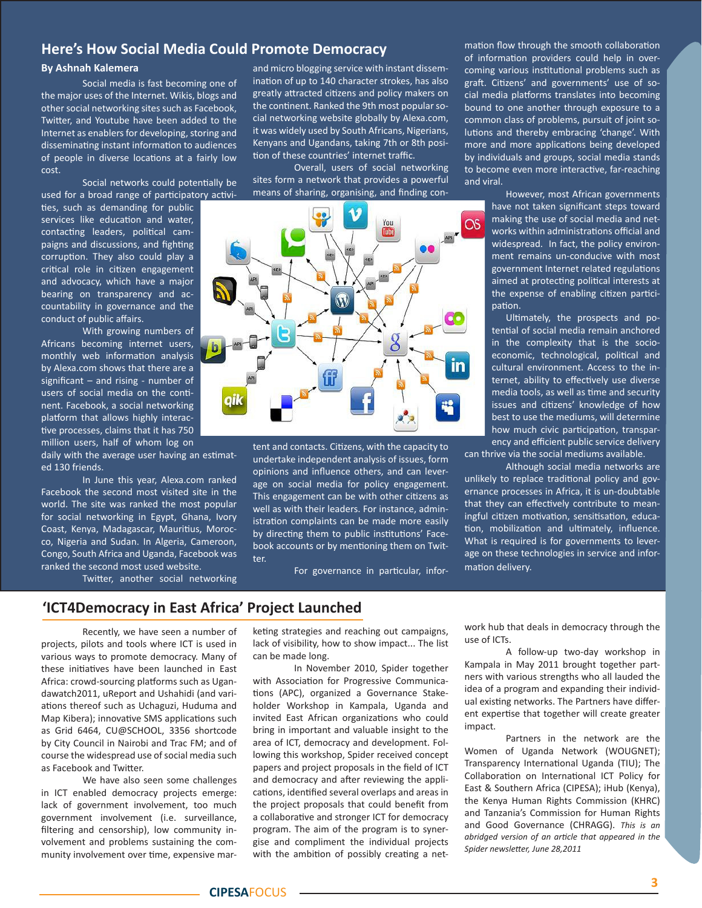## Here's How Social Media Could Promote Democracy

**By Ashnah Kalemera**

Social media is fast becoming one of the major uses of the Internet. Wikis, blogs and other social networking sites such as Facebook, Twitter, and Youtube have been added to the Internet as enablers for developing, storing and disseminating instant information to audiences of people in diverse locations at a fairly low cost.

Social networks could potentially be used for a broad range of participatory activities, such as demanding for public services like education and water, contacting leaders, political campaigns and discussions, and fighting corruption. They also could play a critical role in citizen engagement and advocacy, which have a major bearing on transparency and accountability in governance and the conduct of public affairs.

With growing numbers of Africans becoming internet users, monthly web information analysis by Alexa.com shows that there are a significant – and rising - number of users of social media on the continent. Facebook, a social networking platform that allows highly interactive processes, claims that it has 750 million users, half of whom log on daily with the average user having an estimated 130 friends.

In June this year, Alexa.com ranked Facebook the second most visited site in the world. The site was ranked the most popular for social networking in Egypt, Ghana, Ivory Coast, Kenya, Madagascar, Mauritius, Morocco, Nigeria and Sudan. In Algeria, Cameroon, Congo, South Africa and Uganda, Facebook was ranked the second most used website.

Twitter, another social networking and micro blogging service with instant dissemination of up to 140 character strokes, has also greatly attracted citizens and policy makers on the continent. Ranked the 9th most popular social networking website globally by Alexa.com, it was widely used by South Africans, Nigerians, Kenyans and Ugandans, taking 7th or 8th position of these countries' internet traffic.

Overall, users of social networking sites form a network that provides a powerful means of sharing, organising, and finding content and contacts. Citizens, with the capacity to undertake independent analysis of issues, form opinions and influence others, and can leverage on social media for policy engagement. This engagement can be with other citizens as well as with their leaders. For instance, administration complaints can be made more easily by directing them to public institutions' Facebook accounts or by mentioning them on Twitter.

For governance in particular, information flow through the smooth collaboration of information providers could help in overcoming various institutional problems such as graft. Citizens' and governments' use of social media platforms translates into becoming bound to one another through exposure to a common class of problems, pursuit of joint solutions and thereby embracing 'change'. With more and more applications being developed by individuals and groups, social media stands to become even more interactive, far-reaching and viral.

However, most African governments have not taken significant steps toward making the use of social media and networks within administrations official and widespread. In fact, the policy environment remains un-conducive with most government Internet related regulations aimed at protecting political interests at the expense of enabling citizen participation.

Ultimately, the prospects and potential of social media remain anchored in the complexity that is the socio-economic, technological, political and cultural environment. Access to the internet, ability to effectively use diverse media tools, as well as time and security issues and citizens' knowledge of how best to use the mediums, will determine how much civic participation, transparency and efficient public service delivery can thrive via the social mediums available.

Although social media networks are unlikely to replace traditional policy and governance processes in Africa, it is un-doubtable that they can effectively contribute to meaningful citizen motivation, sensitisation, education, mobilization and ultimately, influence. What is required is for governments to leverage on these technologies in service and information delivery.

## 'ICT4Democracy in East Africa' Project Launched

Recently, we have seen a number of projects, pilots and tools where ICT is used in various ways to promote democracy. Many of these initiatives have been launched in East Africa: crowd-sourcing platforms such as Ugandawatch2011, uReport and Ushahidi (and variations thereof such as Uchaguzi, Huduma and Map Kibera); innovative SMS applications such as Grid 6464, CU@SCHOOL, 3356 shortcode by City Council in Nairobi and Trac FM; and of course the widespread use of social media such as Facebook and Twitter.

We have also seen some challenges in ICT enabled democracy projects emerge: lack of government involvement, too much government involvement (i.e. surveillance, filtering and censorship), low community involvement and problems sustaining the community involvement over time, expensive marketing strategies and reaching out campaigns, lack of visibility, how to show impact... The list can be made long.

In November 2010, Spider together with Association for Progressive Communications (APC), organized a Governance Stakeholder Workshop in Kampala, Uganda and invited East African organizations who could bring in important and valuable insight to the area of ICT, democracy and development. Following this workshop, Spider received concept papers and project proposals in the field of ICT and democracy and after reviewing the applications, identified several overlaps and areas in the project proposals that could benefit from a collaborative and stronger ICT for democracy program. The aim of the program is to synergise and compliment the individual projects with the ambition of possibly creating a network hub that deals in democracy through the use of ICTs.

A follow-up two-day workshop in Kampala in May 2011 brought together partners with various strengths who all lauded the idea of a program and expanding their individual existing networks. The Partners have different expertise that together will create greater impact.

Partners in the network are the Women of Uganda Network (WOUGNET); Transparency International Uganda (TIU); The Collaboration on International ICT Policy for East & Southern Africa (CIPESA); iHub (Kenya), the Kenya Human Rights Commission (KHRC) and Tanzania's Commission for Human Rights and Good Governance (CHRAGG). *This is an abridged version of an article that appeared in the Spider newsletter, June 28,2011*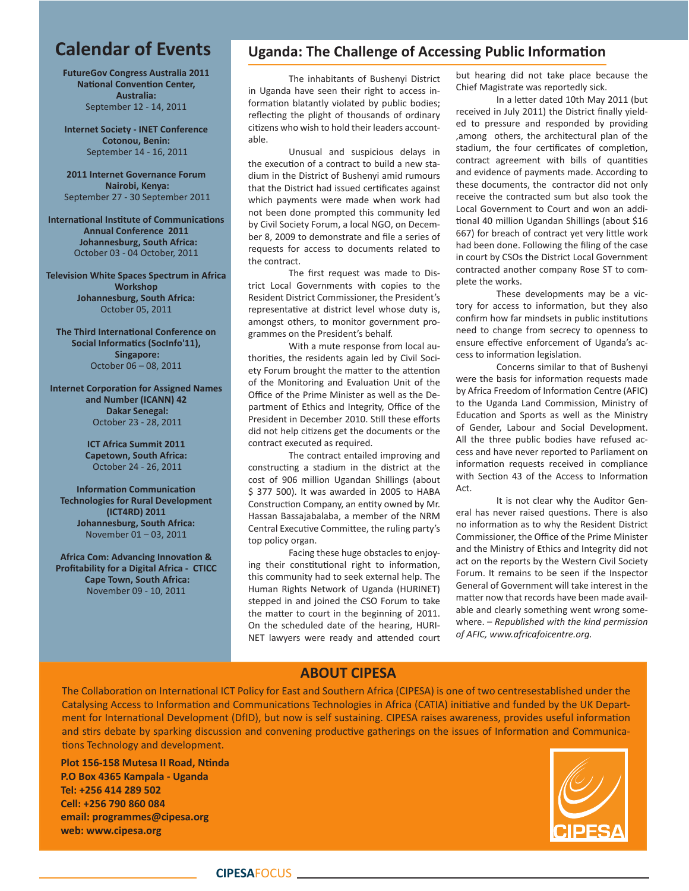## Calendar of Events

**FutureGov Congress Australia 2011**
**National Convention Center, Australia:**
September 12 - 14, 2011

**Internet Society - INET Conference**
**Cotonou, Benin:**
September 14 - 16, 2011

**2011 Internet Governance Forum**
**Nairobi, Kenya:**
September 27 - 30 September 2011

**International Institute of Communications Annual Conference 2011**
**Johannesburg, South Africa:**
October 03 - 04 October, 2011

**Television White Spaces Spectrum in Africa Workshop**
**Johannesburg, South Africa:**
October 05, 2011

**The Third International Conference on Social Informatics (SocInfo'11), Singapore:**
October 06 – 08, 2011

**Internet Corporation for Assigned Names and Number (ICANN) 42**
**Dakar Senegal:**
October 23 - 28, 2011

**ICT Africa Summit 2011**
**Capetown, South Africa:**
October 24 - 26, 2011

**Information Communication Technologies for Rural Development (ICT4RD) 2011**
**Johannesburg, South Africa:**
November 01 – 03, 2011

**Africa Com: Advancing Innovation & Profitability for a Digital Africa - CTICC**
**Cape Town, South Africa:**
November 09 - 10, 2011

## Uganda: The Challenge of Accessing Public Information

The inhabitants of Bushenyi District in Uganda have seen their right to access information blatantly violated by public bodies; reflecting the plight of thousands of ordinary citizens who wish to hold their leaders accountable.

Unusual and suspicious delays in the execution of a contract to build a new stadium in the District of Bushenyi amid rumours that the District had issued certificates against which payments were made when work had not been done prompted this community led by Civil Society Forum, a local NGO, on December 8, 2009 to demonstrate and file a series of requests for access to documents related to the contract.

The first request was made to District Local Governments with copies to the Resident District Commissioner, the President's representative at district level whose duty is, amongst others, to monitor government programmes on the President's behalf.

With a mute response from local authorities, the residents again led by Civil Society Forum brought the matter to the attention of the Monitoring and Evaluation Unit of the Office of the Prime Minister as well as the Department of Ethics and Integrity, Office of the President in December 2010. Still these efforts did not help citizens get the documents or the contract executed as required.

The contract entailed improving and constructing a stadium in the district at the cost of 906 million Ugandan Shillings (about $ 377 500). It was awarded in 2005 to HABA Construction Company, an entity owned by Mr. Hassan Bassajabalaba, a member of the NRM Central Executive Committee, the ruling party's top policy organ.

Facing these huge obstacles to enjoying their constitutional right to information, this community had to seek external help. The Human Rights Network of Uganda (HURINET) stepped in and joined the CSO Forum to take the matter to court in the beginning of 2011. On the scheduled date of the hearing, HURINET lawyers were ready and attended court but hearing did not take place because the Chief Magistrate was reportedly sick.

In a letter dated 10th May 2011 (but received in July 2011) the District finally yielded to pressure and responded by providing ,among others, the architectural plan of the stadium, the four certificates of completion, contract agreement with bills of quantities and evidence of payments made. According to these documents, the contractor did not only receive the contracted sum but also took the Local Government to Court and won an additional 40 million Ugandan Shillings (about $16 667) for breach of contract yet very little work had been done. Following the filing of the case in court by CSOs the District Local Government contracted another company Rose ST to complete the works.

These developments may be a victory for access to information, but they also confirm how far mindsets in public institutions need to change from secrecy to openness to ensure effective enforcement of Uganda's access to information legislation.

Concerns similar to that of Bushenyi were the basis for information requests made by Africa Freedom of Information Centre (AFIC) to the Uganda Land Commission, Ministry of Education and Sports as well as the Ministry of Gender, Labour and Social Development. All the three public bodies have refused access and have never reported to Parliament on information requests received in compliance with Section 43 of the Access to Information Act.

It is not clear why the Auditor General has never raised questions. There is also no information as to why the Resident District Commissioner, the Office of the Prime Minister and the Ministry of Ethics and Integrity did not act on the reports by the Western Civil Society Forum. It remains to be seen if the Inspector General of Government will take interest in the matter now that records have been made available and clearly something went wrong somewhere. – *Republished with the kind permission of AFIC, www.africafoicentre.org.*

## ABOUT CIPESA

The Collaboration on International ICT Policy for East and Southern Africa (CIPESA) is one of two centresestablished under the Catalysing Access to Information and Communications Technologies in Africa (CATIA) initiative and funded by the UK Department for International Development (DfID), but now is self sustaining. CIPESA raises awareness, provides useful information and stirs debate by sparking discussion and convening productive gatherings on the issues of Information and Communications Technology and development.

**Plot 156-158 Mutesa II Road, Ntinda**
**P.O Box 4365 Kampala - Uganda**
**Tel: +256 414 289 502**
**Cell: +256 790 860 084**
**email: programmes@cipesa.org**
**web: www.cipesa.org**